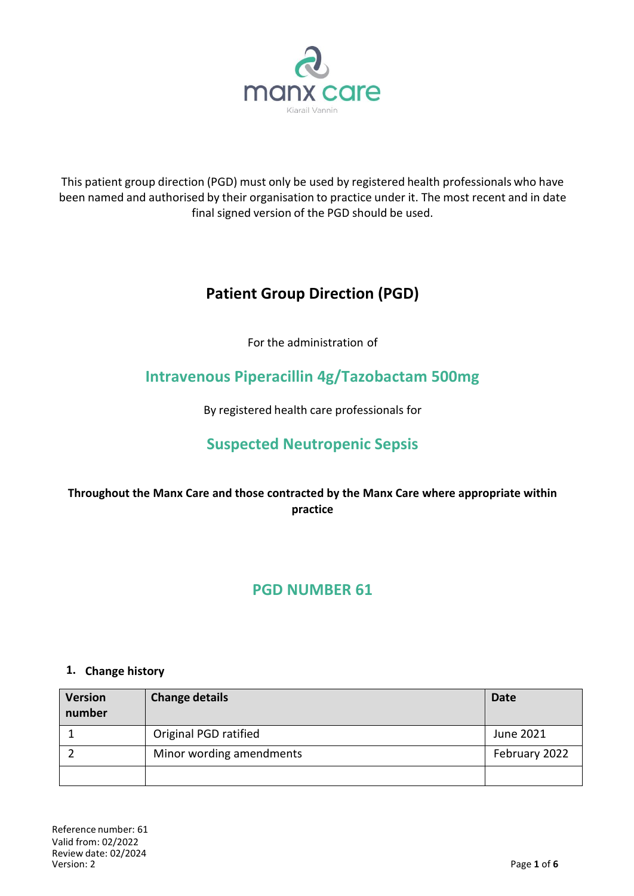manx care

Kiarail Vannin

This patient group direction (PGD) must only be used by registered health professionals who have been named and authorised by their organisation to practice under it. The most recent and in date final signed version of the PGD should be used.

# Patient Group Direction (PGD)

For the administration of

## Intravenous Piperacillin 4g/Tazobactam 500mg

By registered health care professionals for

## Suspected Neutropenic Sepsis

**Throughout the Manx Care and those contracted by the Manx Care where appropriate within practice**

## PGD NUMBER 61

### 1. Change history

| Version number | Change details | Date |
|---|---|---|
| 1 | Original PGD ratified | June 2021 |
| 2 | Minor wording amendments | February 2022 |
| | | |

Reference number: 61
Valid from: 02/2022
Review date: 02/2024
Version: 2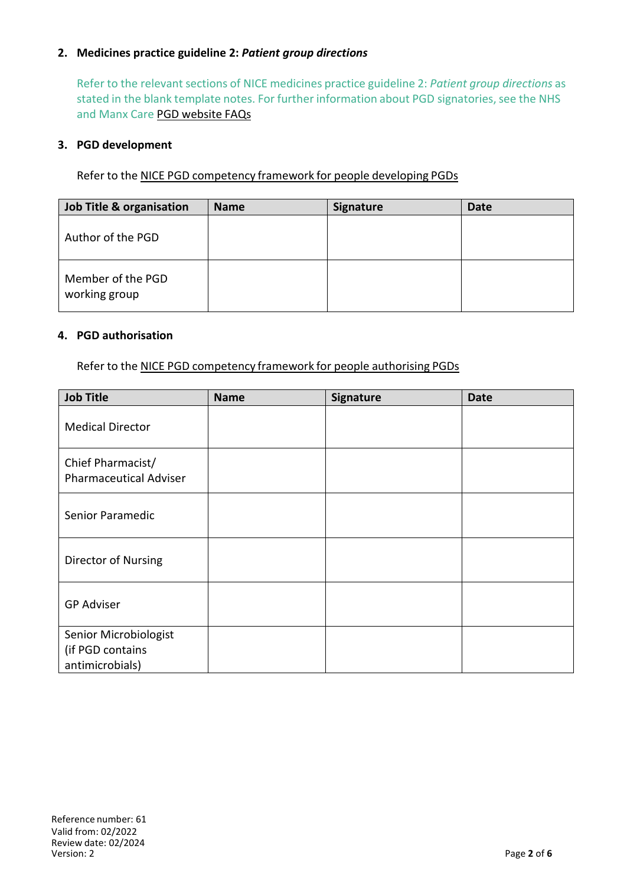## 2. Medicines practice guideline 2: *Patient group directions*

Refer to the relevant sections of NICE medicines practice guideline 2: *Patient group directions* as stated in the blank template notes. For further information about PGD signatories, see the NHS and Manx Care PGD website FAQs

## 3. PGD development

Refer to the NICE PGD competency framework for people developing PGDs

| Job Title & organisation | Name | Signature | Date |
|---|---|---|---|
| Author of the PGD | | | |
| Member of the PGD working group | | | |

## 4. PGD authorisation

Refer to the NICE PGD competency framework for people authorising PGDs

| Job Title | Name | Signature | Date |
|---|---|---|---|
| Medical Director | | | |
| Chief Pharmacist/ Pharmaceutical Adviser | | | |
| Senior Paramedic | | | |
| Director of Nursing | | | |
| GP Adviser | | | |
| Senior Microbiologist (if PGD contains antimicrobials) | | | |

Reference number: 61
Valid from: 02/2022
Review date: 02/2024
Version: 2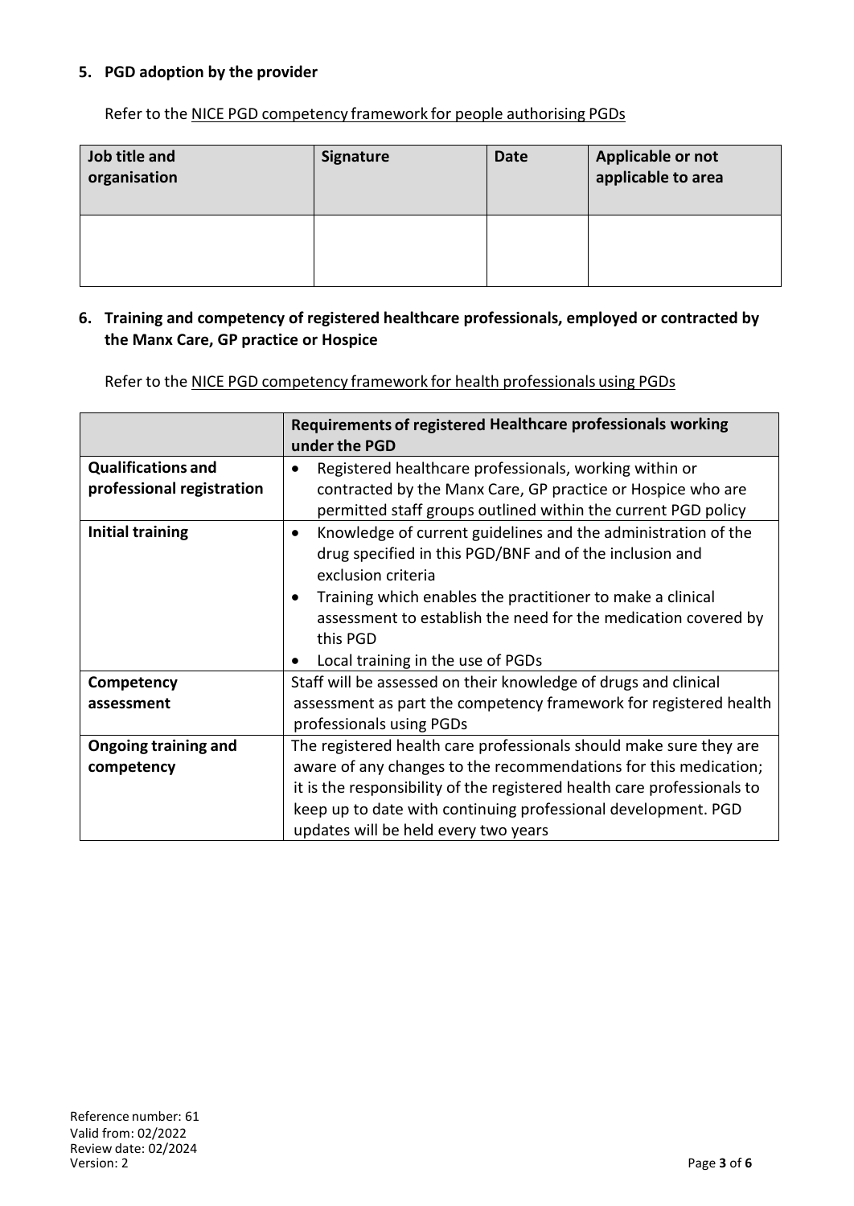## 5. PGD adoption by the provider

Refer to the NICE PGD competency framework for people authorising PGDs

| Job title and organisation | Signature | Date | Applicable or not applicable to area |
|---|---|---|---|
| | | | |

## 6. Training and competency of registered healthcare professionals, employed or contracted by the Manx Care, GP practice or Hospice

Refer to the NICE PGD competency framework for health professionals using PGDs

| | Requirements of registered Healthcare professionals working under the PGD |
|---|---|
| **Qualifications and professional registration** | • Registered healthcare professionals, working within or contracted by the Manx Care, GP practice or Hospice who are permitted staff groups outlined within the current PGD policy |
| **Initial training** | • Knowledge of current guidelines and the administration of the drug specified in this PGD/BNF and of the inclusion and exclusion criteria<br>• Training which enables the practitioner to make a clinical assessment to establish the need for the medication covered by this PGD<br>• Local training in the use of PGDs |
| **Competency assessment** | Staff will be assessed on their knowledge of drugs and clinical assessment as part the competency framework for registered health professionals using PGDs |
| **Ongoing training and competency** | The registered health care professionals should make sure they are aware of any changes to the recommendations for this medication; it is the responsibility of the registered health care professionals to keep up to date with continuing professional development. PGD updates will be held every two years |

Reference number: 61
Valid from: 02/2022
Review date: 02/2024
Version: 2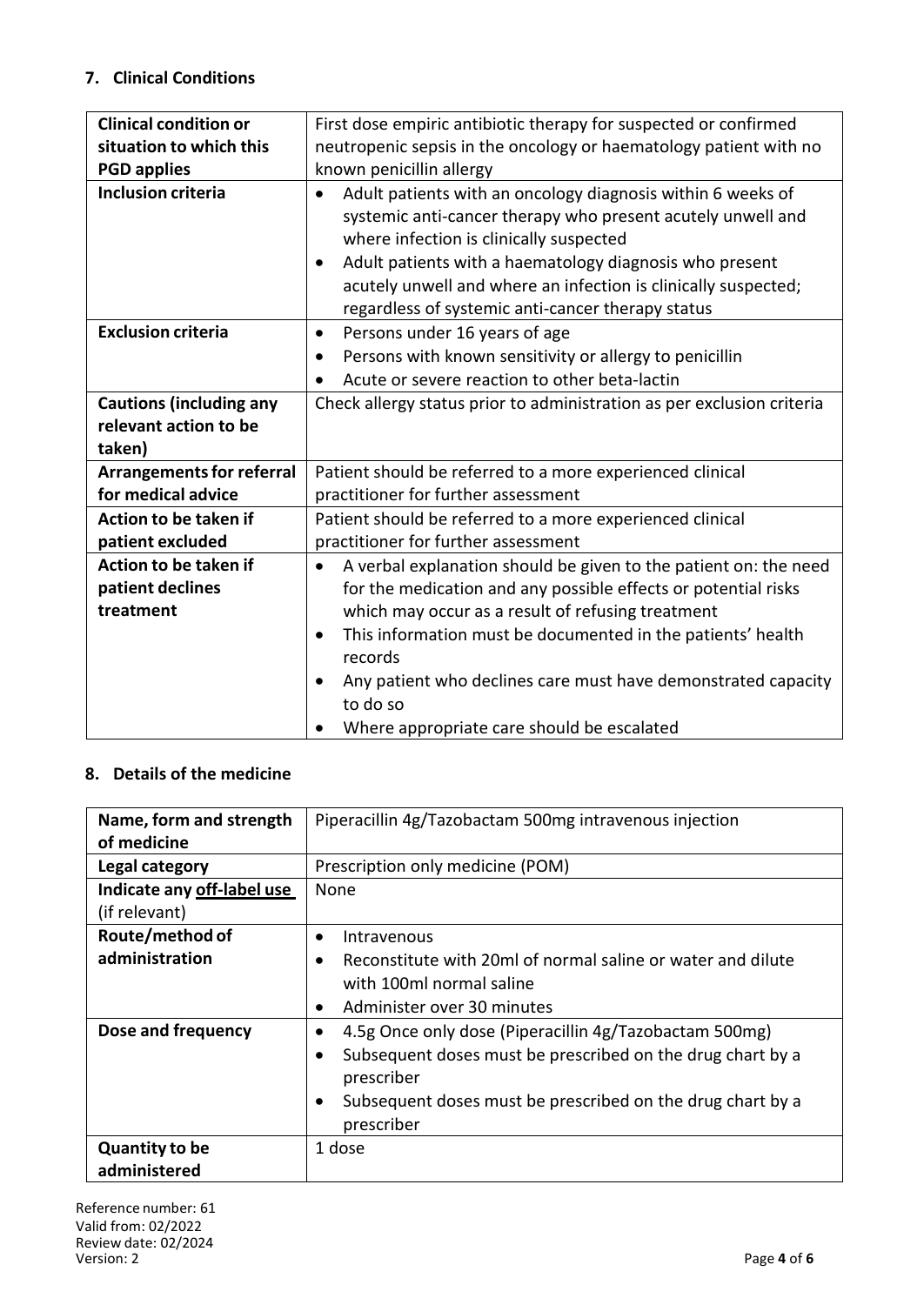## 7. Clinical Conditions

| | |
|---|---|
| **Clinical condition or situation to which this PGD applies** | First dose empiric antibiotic therapy for suspected or confirmed neutropenic sepsis in the oncology or haematology patient with no known penicillin allergy |
| **Inclusion criteria** | • Adult patients with an oncology diagnosis within 6 weeks of systemic anti-cancer therapy who present acutely unwell and where infection is clinically suspected<br>• Adult patients with a haematology diagnosis who present acutely unwell and where an infection is clinically suspected; regardless of systemic anti-cancer therapy status |
| **Exclusion criteria** | • Persons under 16 years of age<br>• Persons with known sensitivity or allergy to penicillin<br>• Acute or severe reaction to other beta-lactin |
| **Cautions (including any relevant action to be taken)** | Check allergy status prior to administration as per exclusion criteria |
| **Arrangements for referral for medical advice** | Patient should be referred to a more experienced clinical practitioner for further assessment |
| **Action to be taken if patient excluded** | Patient should be referred to a more experienced clinical practitioner for further assessment |
| **Action to be taken if patient declines treatment** | • A verbal explanation should be given to the patient on: the need for the medication and any possible effects or potential risks which may occur as a result of refusing treatment<br>• This information must be documented in the patients' health records<br>• Any patient who declines care must have demonstrated capacity to do so<br>• Where appropriate care should be escalated |

## 8. Details of the medicine

| | |
|---|---|
| **Name, form and strength of medicine** | Piperacillin 4g/Tazobactam 500mg intravenous injection |
| **Legal category** | Prescription only medicine (POM) |
| **Indicate any off-label use (if relevant)** | None |
| **Route/method of administration** | • Intravenous<br>• Reconstitute with 20ml of normal saline or water and dilute with 100ml normal saline<br>• Administer over 30 minutes |
| **Dose and frequency** | • 4.5g Once only dose (Piperacillin 4g/Tazobactam 500mg)<br>• Subsequent doses must be prescribed on the drug chart by a prescriber<br>• Subsequent doses must be prescribed on the drug chart by a prescriber |
| **Quantity to be administered** | 1 dose |

Reference number: 61
Valid from: 02/2022
Review date: 02/2024
Version: 2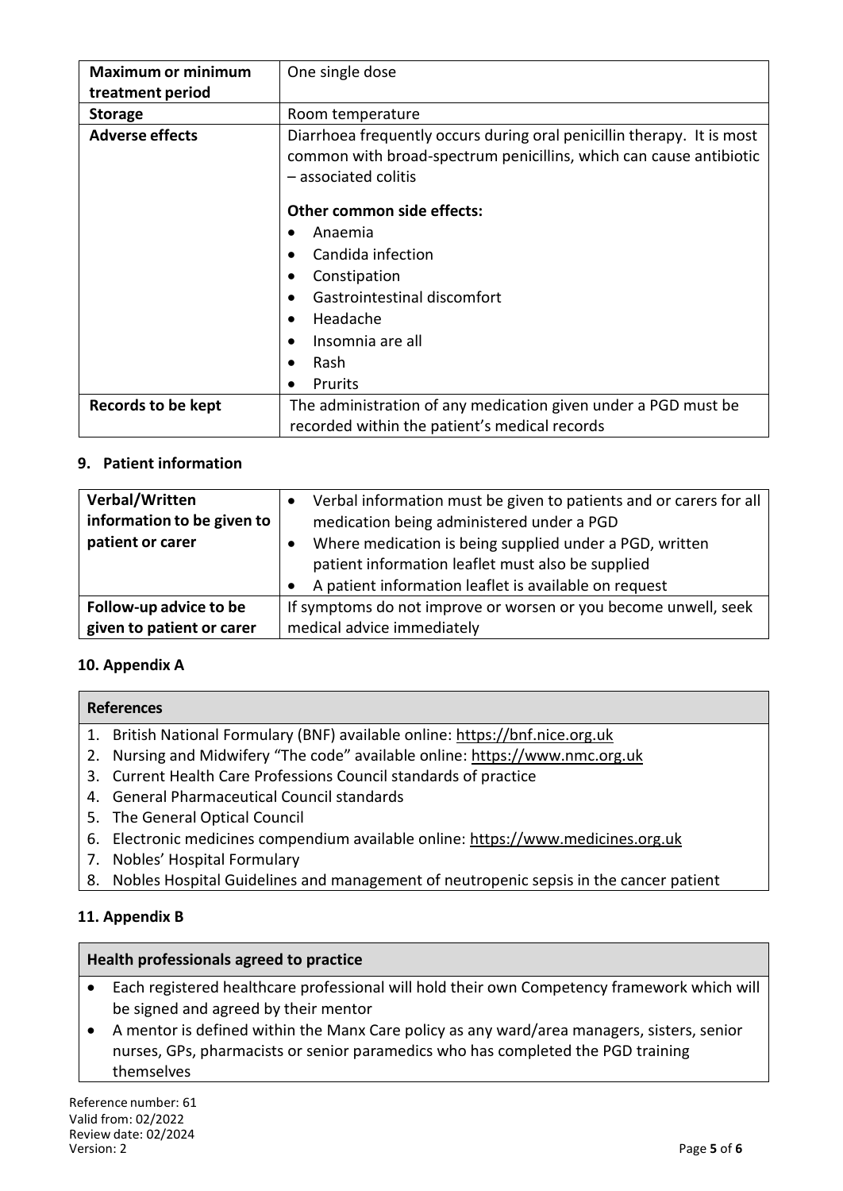| Maximum or minimum treatment period | One single dose |
|---|---|
| **Storage** | Room temperature |
| **Adverse effects** | Diarrhoea frequently occurs during oral penicillin therapy. It is most common with broad-spectrum penicillins, which can cause antibiotic – associated colitis<br><br>**Other common side effects:**<br>• Anaemia<br>• Candida infection<br>• Constipation<br>• Gastrointestinal discomfort<br>• Headache<br>• Insomnia are all<br>• Rash<br>• Prurits |
| **Records to be kept** | The administration of any medication given under a PGD must be recorded within the patient's medical records |

### 9. Patient information

| Verbal/Written information to be given to patient or carer | • Verbal information must be given to patients and or carers for all medication being administered under a PGD<br>• Where medication is being supplied under a PGD, written patient information leaflet must also be supplied<br>• A patient information leaflet is available on request |
|---|---|
| **Follow-up advice to be given to patient or carer** | If symptoms do not improve or worsen or you become unwell, seek medical advice immediately |

### 10. Appendix A

| References |
|---|
| 1. British National Formulary (BNF) available online: https://bnf.nice.org.uk<br>2. Nursing and Midwifery "The code" available online: https://www.nmc.org.uk<br>3. Current Health Care Professions Council standards of practice<br>4. General Pharmaceutical Council standards<br>5. The General Optical Council<br>6. Electronic medicines compendium available online: https://www.medicines.org.uk<br>7. Nobles' Hospital Formulary<br>8. Nobles Hospital Guidelines and management of neutropenic sepsis in the cancer patient |

### 11. Appendix B

| Health professionals agreed to practice |
|---|
| • Each registered healthcare professional will hold their own Competency framework which will be signed and agreed by their mentor<br>• A mentor is defined within the Manx Care policy as any ward/area managers, sisters, senior nurses, GPs, pharmacists or senior paramedics who has completed the PGD training themselves |

Reference number: 61
Valid from: 02/2022
Review date: 02/2024
Version: 2